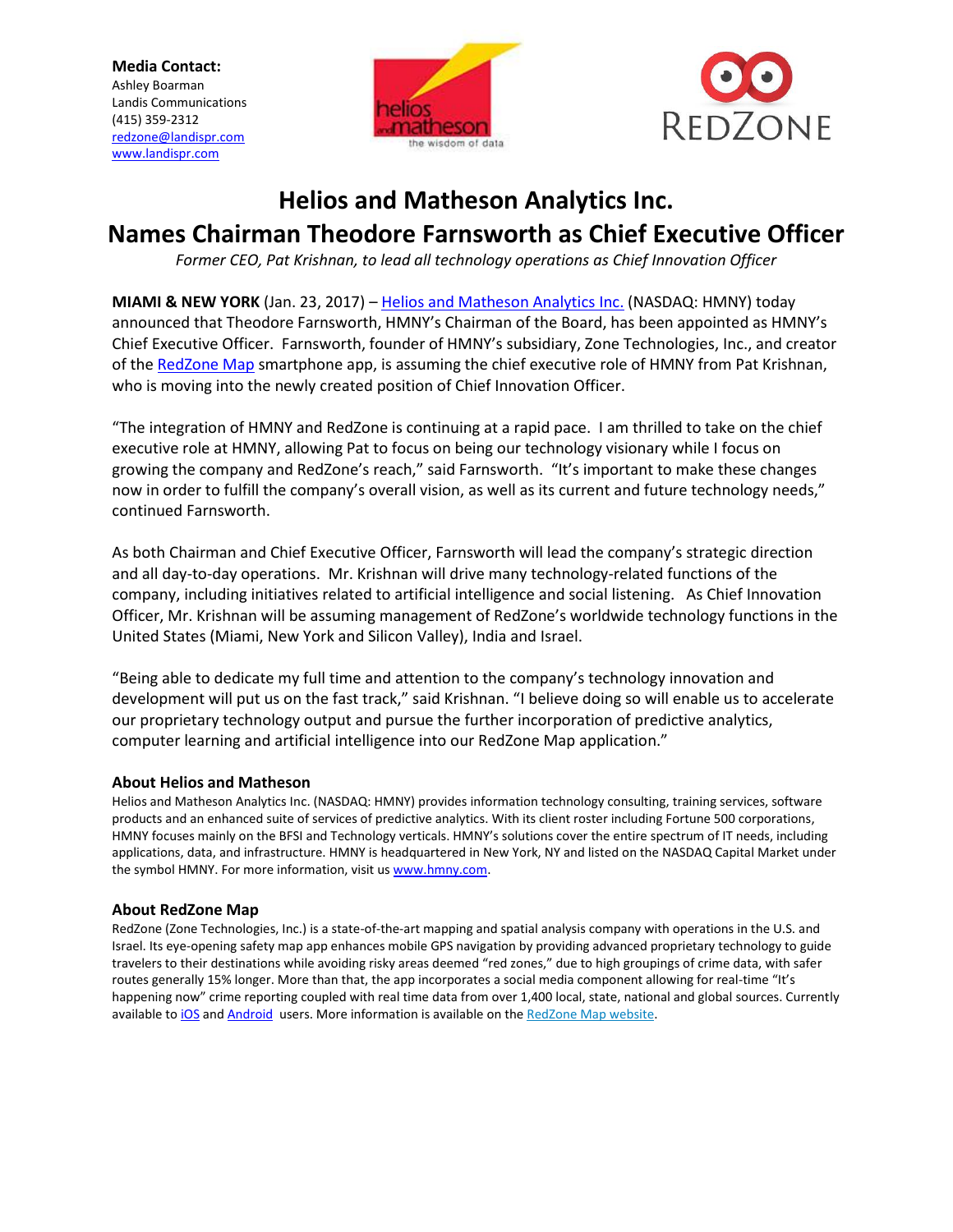**Media Contact:**
Ashley Boarman
Landis Communications
(415) 359-2312
redzone@landispr.com
www.landispr.com

# Helios and Matheson Analytics Inc.
# Names Chairman Theodore Farnsworth as Chief Executive Officer

*Former CEO, Pat Krishnan, to lead all technology operations as Chief Innovation Officer*

**MIAMI & NEW YORK** (Jan. 23, 2017) – Helios and Matheson Analytics Inc. (NASDAQ: HMNY) today announced that Theodore Farnsworth, HMNY's Chairman of the Board, has been appointed as HMNY's Chief Executive Officer. Farnsworth, founder of HMNY's subsidiary, Zone Technologies, Inc., and creator of the RedZone Map smartphone app, is assuming the chief executive role of HMNY from Pat Krishnan, who is moving into the newly created position of Chief Innovation Officer.

"The integration of HMNY and RedZone is continuing at a rapid pace. I am thrilled to take on the chief executive role at HMNY, allowing Pat to focus on being our technology visionary while I focus on growing the company and RedZone's reach," said Farnsworth. "It's important to make these changes now in order to fulfill the company's overall vision, as well as its current and future technology needs," continued Farnsworth.

As both Chairman and Chief Executive Officer, Farnsworth will lead the company's strategic direction and all day-to-day operations. Mr. Krishnan will drive many technology-related functions of the company, including initiatives related to artificial intelligence and social listening. As Chief Innovation Officer, Mr. Krishnan will be assuming management of RedZone's worldwide technology functions in the United States (Miami, New York and Silicon Valley), India and Israel.

"Being able to dedicate my full time and attention to the company's technology innovation and development will put us on the fast track," said Krishnan. "I believe doing so will enable us to accelerate our proprietary technology output and pursue the further incorporation of predictive analytics, computer learning and artificial intelligence into our RedZone Map application."

### About Helios and Matheson

Helios and Matheson Analytics Inc. (NASDAQ: HMNY) provides information technology consulting, training services, software products and an enhanced suite of services of predictive analytics. With its client roster including Fortune 500 corporations, HMNY focuses mainly on the BFSI and Technology verticals. HMNY's solutions cover the entire spectrum of IT needs, including applications, data, and infrastructure. HMNY is headquartered in New York, NY and listed on the NASDAQ Capital Market under the symbol HMNY. For more information, visit us www.hmny.com.

### About RedZone Map

RedZone (Zone Technologies, Inc.) is a state-of-the-art mapping and spatial analysis company with operations in the U.S. and Israel. Its eye-opening safety map app enhances mobile GPS navigation by providing advanced proprietary technology to guide travelers to their destinations while avoiding risky areas deemed "red zones," due to high groupings of crime data, with safer routes generally 15% longer. More than that, the app incorporates a social media component allowing for real-time "It's happening now" crime reporting coupled with real time data from over 1,400 local, state, national and global sources. Currently available to iOS and Android users. More information is available on the RedZone Map website.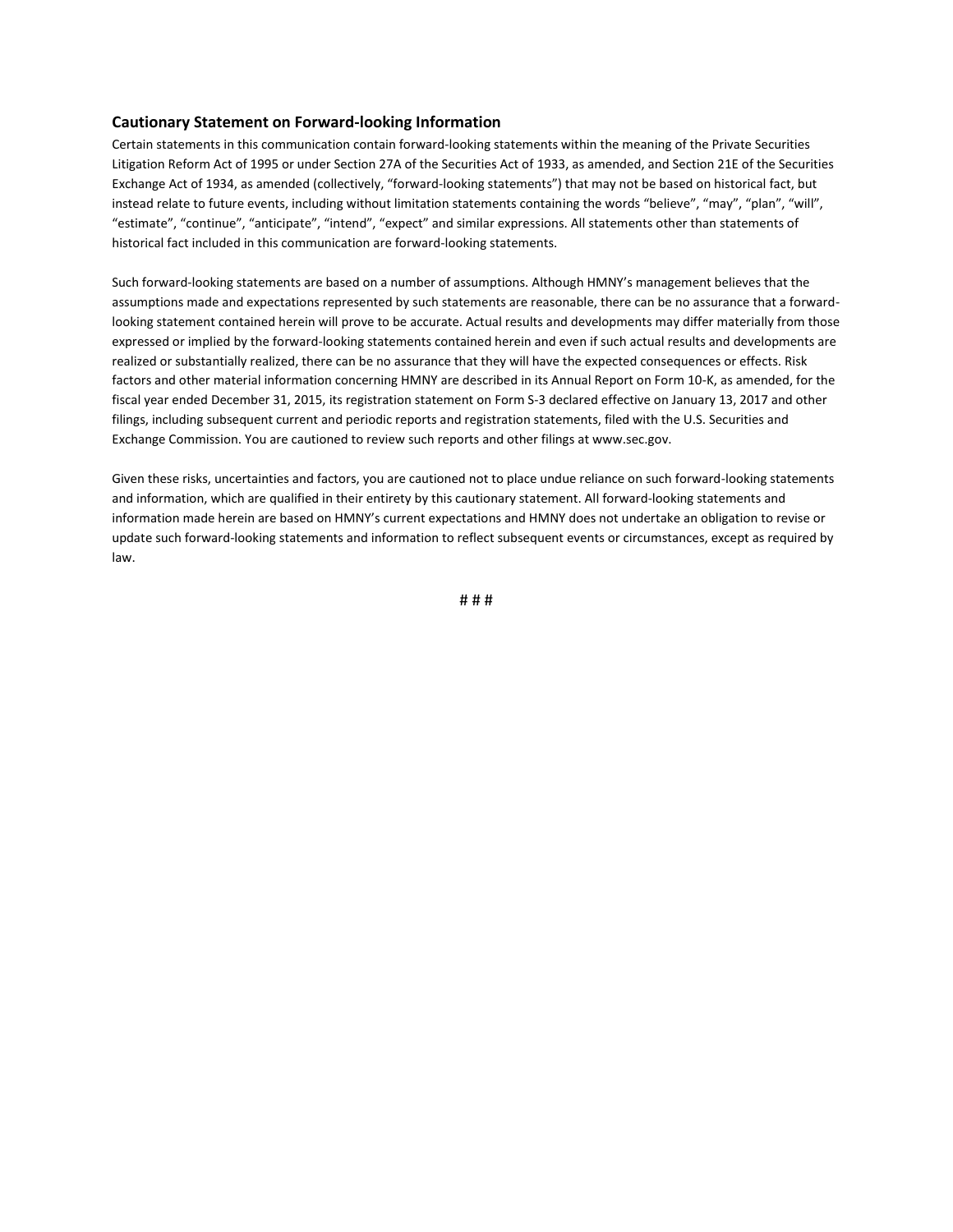## Cautionary Statement on Forward-looking Information

Certain statements in this communication contain forward-looking statements within the meaning of the Private Securities Litigation Reform Act of 1995 or under Section 27A of the Securities Act of 1933, as amended, and Section 21E of the Securities Exchange Act of 1934, as amended (collectively, "forward-looking statements") that may not be based on historical fact, but instead relate to future events, including without limitation statements containing the words "believe", "may", "plan", "will", "estimate", "continue", "anticipate", "intend", "expect" and similar expressions. All statements other than statements of historical fact included in this communication are forward-looking statements.

Such forward-looking statements are based on a number of assumptions. Although HMNY's management believes that the assumptions made and expectations represented by such statements are reasonable, there can be no assurance that a forward-looking statement contained herein will prove to be accurate. Actual results and developments may differ materially from those expressed or implied by the forward-looking statements contained herein and even if such actual results and developments are realized or substantially realized, there can be no assurance that they will have the expected consequences or effects. Risk factors and other material information concerning HMNY are described in its Annual Report on Form 10-K, as amended, for the fiscal year ended December 31, 2015, its registration statement on Form S-3 declared effective on January 13, 2017 and other filings, including subsequent current and periodic reports and registration statements, filed with the U.S. Securities and Exchange Commission. You are cautioned to review such reports and other filings at www.sec.gov.

Given these risks, uncertainties and factors, you are cautioned not to place undue reliance on such forward-looking statements and information, which are qualified in their entirety by this cautionary statement. All forward-looking statements and information made herein are based on HMNY's current expectations and HMNY does not undertake an obligation to revise or update such forward-looking statements and information to reflect subsequent events or circumstances, except as required by law.

# # #